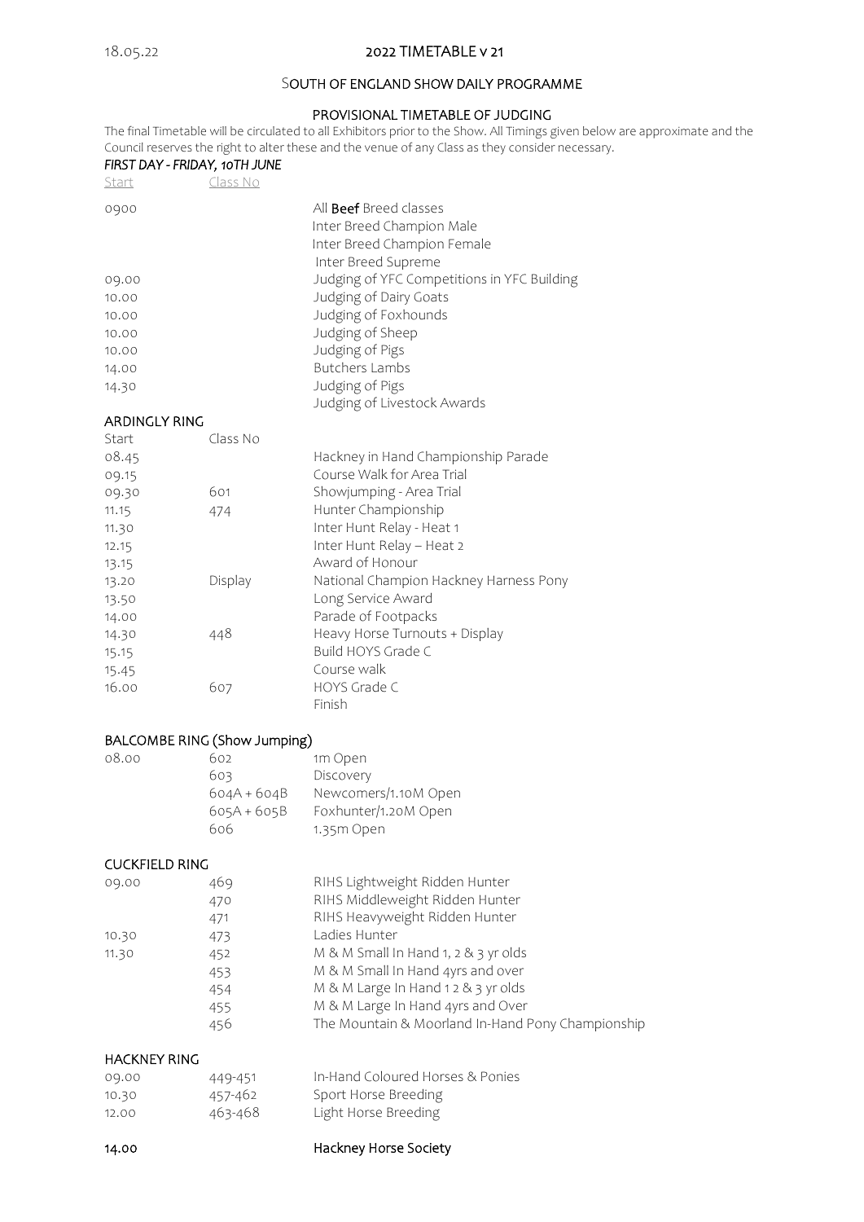18.05.22

## 2022 TIMETABLE v 21

## SOUTH OF ENGLAND SHOW DAILY PROGRAMME

### PROVISIONAL TIMETABLE OF JUDGING

The final Timetable will be circulated to all Exhibitors prior to the Show. All Timings given below are approximate and the Council reserves the right to alter these and the venue of any Class as they consider necessary.

***FIRST DAY - FRIDAY, 10TH JUNE***

| Start | Class No | |
|---|---|---|
| 0900 | | All **Beef** Breed classes |
| | | Inter Breed Champion Male |
| | | Inter Breed Champion Female |
| | | Inter Breed Supreme |
| 09.00 | | Judging of YFC Competitions in YFC Building |
| 10.00 | | Judging of Dairy Goats |
| 10.00 | | Judging of Foxhounds |
| 10.00 | | Judging of Sheep |
| 10.00 | | Judging of Pigs |
| 14.00 | | Butchers Lambs |
| 14.30 | | Judging of Pigs |
| | | Judging of Livestock Awards |

### ARDINGLY RING

| Start | Class No | |
|---|---|---|
| 08.45 | | Hackney in Hand Championship Parade |
| 09.15 | | Course Walk for Area Trial |
| 09.30 | 601 | Showjumping - Area Trial |
| 11.15 | 474 | Hunter Championship |
| 11.30 | | Inter Hunt Relay - Heat 1 |
| 12.15 | | Inter Hunt Relay – Heat 2 |
| 13.15 | | Award of Honour |
| 13.20 | Display | National Champion Hackney Harness Pony |
| 13.50 | | Long Service Award |
| 14.00 | | Parade of Footpacks |
| 14.30 | 448 | Heavy Horse Turnouts + Display |
| 15.15 | | Build HOYS Grade C |
| 15.45 | | Course walk |
| 16.00 | 607 | HOYS Grade C |
| | | Finish |

### BALCOMBE RING (Show Jumping)

| | | |
|---|---|---|
| 08.00 | 602 | 1m Open |
| | 603 | Discovery |
| | 604A + 604B | Newcomers/1.10M Open |
| | 605A + 605B | Foxhunter/1.20M Open |
| | 606 | 1.35m Open |

### CUCKFIELD RING

| | | |
|---|---|---|
| 09.00 | 469 | RIHS Lightweight Ridden Hunter |
| | 470 | RIHS Middleweight Ridden Hunter |
| | 471 | RIHS Heavyweight Ridden Hunter |
| 10.30 | 473 | Ladies Hunter |
| 11.30 | 452 | M & M Small In Hand 1, 2 & 3 yr olds |
| | 453 | M & M Small In Hand 4yrs and over |
| | 454 | M & M Large In Hand 1 2 & 3 yr olds |
| | 455 | M & M Large In Hand 4yrs and Over |
| | 456 | The Mountain & Moorland In-Hand Pony Championship |

### HACKNEY RING

| | | |
|---|---|---|
| 09.00 | 449-451 | In-Hand Coloured Horses & Ponies |
| 10.30 | 457-462 | Sport Horse Breeding |
| 12.00 | 463-468 | Light Horse Breeding |
| | | |
| 14.00 | | Hackney Horse Society |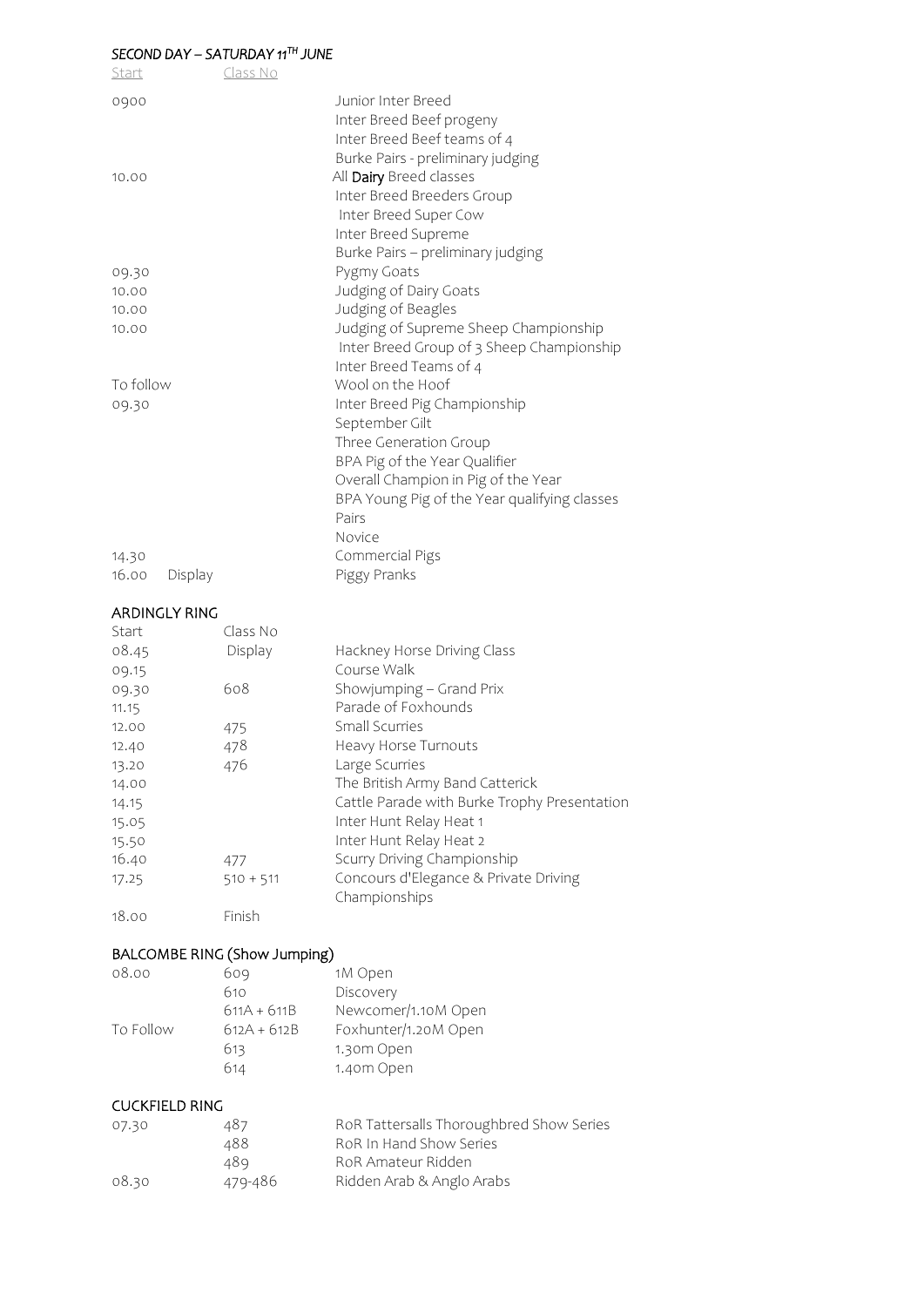## *SECOND DAY – SATURDAY 11TH JUNE*

| Start | Class No | |
|---|---|---|
| 0900 | | Junior Inter Breed |
| | | Inter Breed Beef progeny |
| | | Inter Breed Beef teams of 4 |
| | | Burke Pairs - preliminary judging |
| 10.00 | | All **Dairy** Breed classes |
| | | Inter Breed Breeders Group |
| | | Inter Breed Super Cow |
| | | Inter Breed Supreme |
| | | Burke Pairs – preliminary judging |
| 09.30 | | Pygmy Goats |
| 10.00 | | Judging of Dairy Goats |
| 10.00 | | Judging of Beagles |
| 10.00 | | Judging of Supreme Sheep Championship |
| | | Inter Breed Group of 3 Sheep Championship |
| | | Inter Breed Teams of 4 |
| To follow | | Wool on the Hoof |
| 09.30 | | Inter Breed Pig Championship |
| | | September Gilt |
| | | Three Generation Group |
| | | BPA Pig of the Year Qualifier |
| | | Overall Champion in Pig of the Year |
| | | BPA Young Pig of the Year qualifying classes |
| | | Pairs |
| | | Novice |
| 14.30 | | Commercial Pigs |
| 16.00 | Display | Piggy Pranks |

## ARDINGLY RING

| Start | Class No | |
|---|---|---|
| 08.45 | Display | Hackney Horse Driving Class |
| 09.15 | | Course Walk |
| 09.30 | 608 | Showjumping – Grand Prix |
| 11.15 | | Parade of Foxhounds |
| 12.00 | 475 | Small Scurries |
| 12.40 | 478 | Heavy Horse Turnouts |
| 13.20 | 476 | Large Scurries |
| 14.00 | | The British Army Band Catterick |
| 14.15 | | Cattle Parade with Burke Trophy Presentation |
| 15.05 | | Inter Hunt Relay Heat 1 |
| 15.50 | | Inter Hunt Relay Heat 2 |
| 16.40 | 477 | Scurry Driving Championship |
| 17.25 | 510 + 511 | Concours d'Elegance & Private Driving Championships |
| 18.00 | Finish | |

## BALCOMBE RING (Show Jumping)

| | | |
|---|---|---|
| 08.00 | 609 | 1M Open |
| | 610 | Discovery |
| | 611A + 611B | Newcomer/1.10M Open |
| To Follow | 612A + 612B | Foxhunter/1.20M Open |
| | 613 | 1.30m Open |
| | 614 | 1.40m Open |

## CUCKFIELD RING

| | | |
|---|---|---|
| 07.30 | 487 | RoR Tattersalls Thoroughbred Show Series |
| | 488 | RoR In Hand Show Series |
| | 489 | RoR Amateur Ridden |
| 08.30 | 479-486 | Ridden Arab & Anglo Arabs |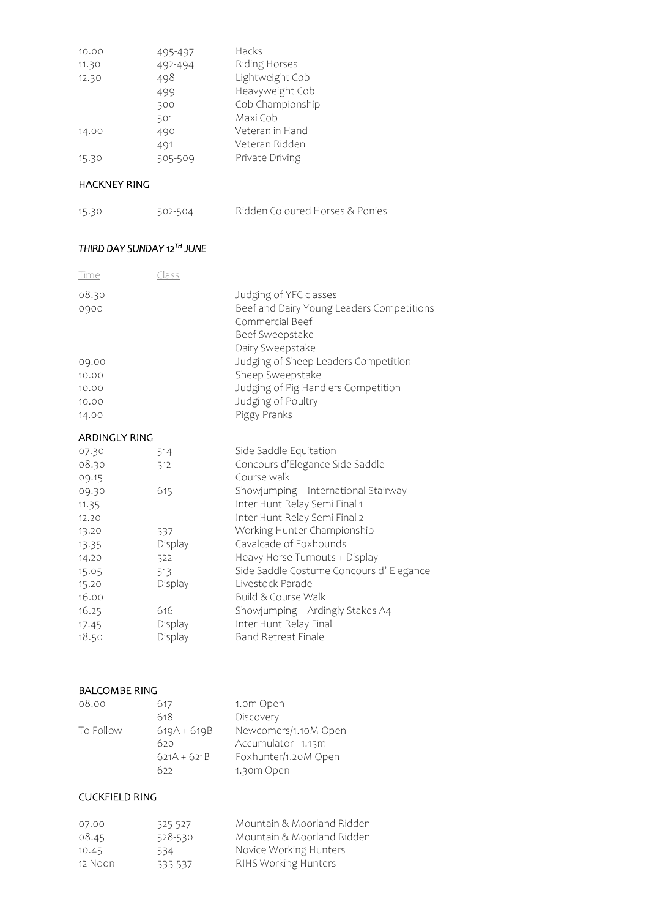| | | |
|---|---|---|
| 10.00 | 495-497 | Hacks |
| 11.30 | 492-494 | Riding Horses |
| 12.30 | 498 | Lightweight Cob |
| | 499 | Heavyweight Cob |
| | 500 | Cob Championship |
| | 501 | Maxi Cob |
| 14.00 | 490 | Veteran in Hand |
| | 491 | Veteran Ridden |
| 15.30 | 505-509 | Private Driving |

## HACKNEY RING

| | | |
|---|---|---|
| 15.30 | 502-504 | Ridden Coloured Horses & Ponies |

## *THIRD DAY SUNDAY 12TH JUNE*

| Time | Class | |
|---|---|---|
| 08.30 | | Judging of YFC classes |
| 0900 | | Beef and Dairy Young Leaders Competitions |
| | | Commercial Beef |
| | | Beef Sweepstake |
| | | Dairy Sweepstake |
| 09.00 | | Judging of Sheep Leaders Competition |
| 10.00 | | Sheep Sweepstake |
| 10.00 | | Judging of Pig Handlers Competition |
| 10.00 | | Judging of Poultry |
| 14.00 | | Piggy Pranks |

## ARDINGLY RING

| | | |
|---|---|---|
| 07.30 | 514 | Side Saddle Equitation |
| 08.30 | 512 | Concours d'Elegance Side Saddle |
| 09.15 | | Course walk |
| 09.30 | 615 | Showjumping – International Stairway |
| 11.35 | | Inter Hunt Relay Semi Final 1 |
| 12.20 | | Inter Hunt Relay Semi Final 2 |
| 13.20 | 537 | Working Hunter Championship |
| 13.35 | Display | Cavalcade of Foxhounds |
| 14.20 | 522 | Heavy Horse Turnouts + Display |
| 15.05 | 513 | Side Saddle Costume Concours d' Elegance |
| 15.20 | Display | Livestock Parade |
| 16.00 | | Build & Course Walk |
| 16.25 | 616 | Showjumping – Ardingly Stakes A4 |
| 17.45 | Display | Inter Hunt Relay Final |
| 18.50 | Display | Band Retreat Finale |

## BALCOMBE RING

| | | |
|---|---|---|
| 08.00 | 617 | 1.0m Open |
| | 618 | Discovery |
| To Follow | 619A + 619B | Newcomers/1.10M Open |
| | 620 | Accumulator - 1.15m |
| | 621A + 621B | Foxhunter/1.20M Open |
| | 622 | 1.30m Open |

## CUCKFIELD RING

| | | |
|---|---|---|
| 07.00 | 525-527 | Mountain & Moorland Ridden |
| 08.45 | 528-530 | Mountain & Moorland Ridden |
| 10.45 | 534 | Novice Working Hunters |
| 12 Noon | 535-537 | RIHS Working Hunters |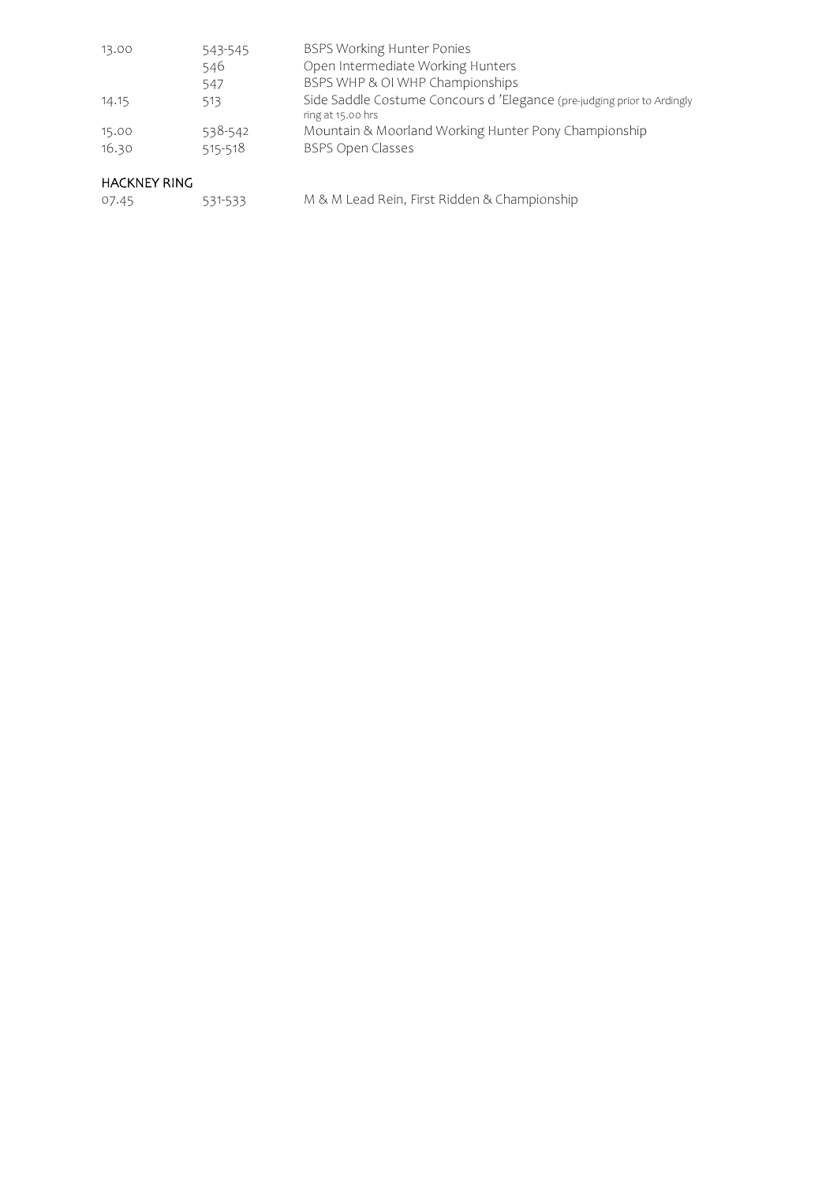| | | |
|---|---|---|
| 13.00 | 543-545 | BSPS Working Hunter Ponies |
| | 546 | Open Intermediate Working Hunters |
| | 547 | BSPS WHP & OI WHP Championships |
| 14.15 | 513 | Side Saddle Costume Concours d 'Elegance (pre-judging prior to Ardingly ring at 15.00 hrs |
| 15.00 | 538-542 | Mountain & Moorland Working Hunter Pony Championship |
| 16.30 | 515-518 | BSPS Open Classes |

## HACKNEY RING

| | | |
|---|---|---|
| 07.45 | 531-533 | M & M Lead Rein, First Ridden & Championship |